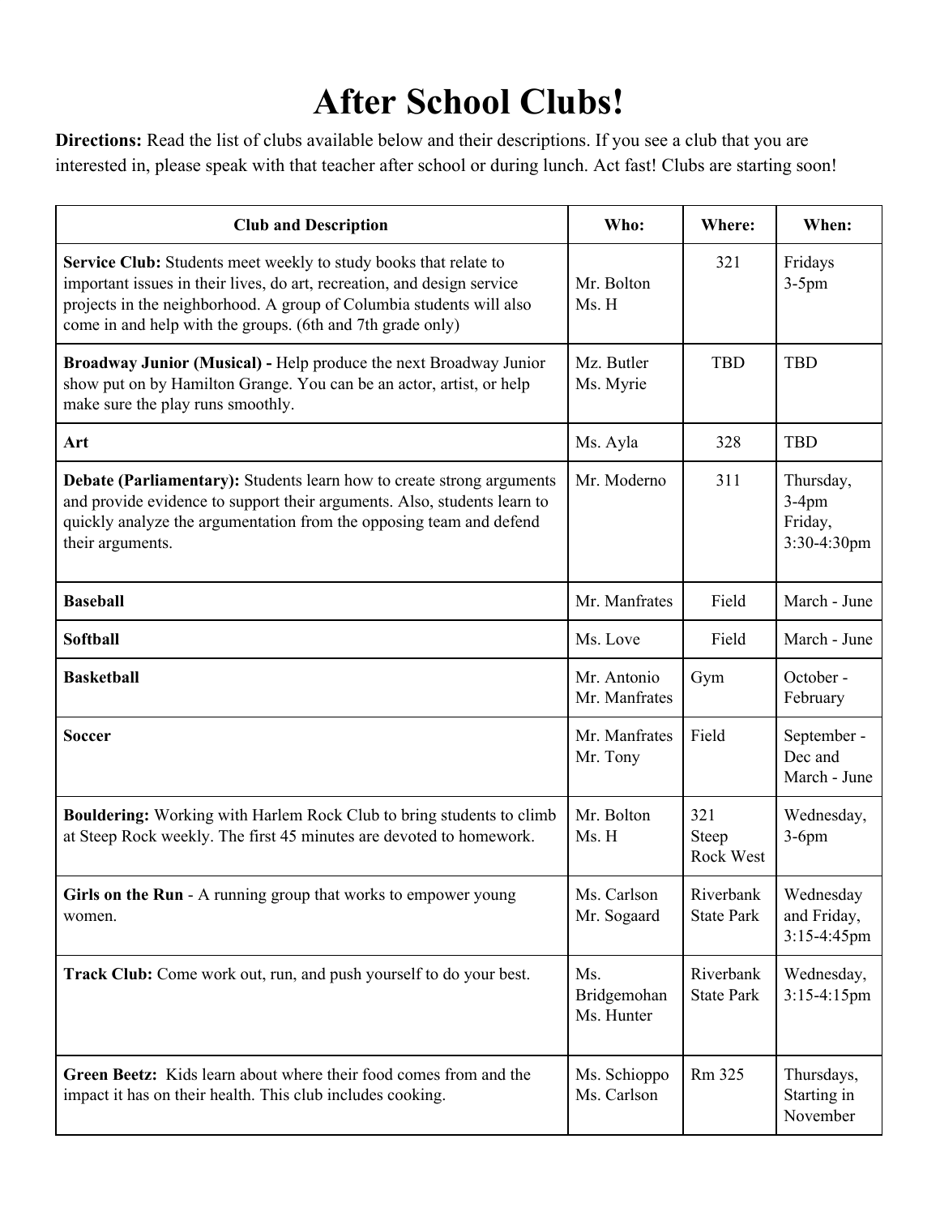# After School Clubs!

**Directions:** Read the list of clubs available below and their descriptions. If you see a club that you are interested in, please speak with that teacher after school or during lunch. Act fast! Clubs are starting soon!

| Club and Description | Who: | Where: | When: |
|---|---|---|---|
| **Service Club:** Students meet weekly to study books that relate to important issues in their lives, do art, recreation, and design service projects in the neighborhood. A group of Columbia students will also come in and help with the groups. (6th and 7th grade only) | Mr. Bolton<br>Ms. H | 321 | Fridays<br>3-5pm |
| **Broadway Junior (Musical) -** Help produce the next Broadway Junior show put on by Hamilton Grange. You can be an actor, artist, or help make sure the play runs smoothly. | Mz. Butler<br>Ms. Myrie | TBD | TBD |
| **Art** | Ms. Ayla | 328 | TBD |
| **Debate (Parliamentary):** Students learn how to create strong arguments and provide evidence to support their arguments. Also, students learn to quickly analyze the argumentation from the opposing team and defend their arguments. | Mr. Moderno | 311 | Thursday,<br>3-4pm<br>Friday,<br>3:30-4:30pm |
| **Baseball** | Mr. Manfrates | Field | March - June |
| **Softball** | Ms. Love | Field | March - June |
| **Basketball** | Mr. Antonio<br>Mr. Manfrates | Gym | October - February |
| **Soccer** | Mr. Manfrates<br>Mr. Tony | Field | September - Dec and March - June |
| **Bouldering:** Working with Harlem Rock Club to bring students to climb at Steep Rock weekly. The first 45 minutes are devoted to homework. | Mr. Bolton<br>Ms. H | 321<br>Steep Rock West | Wednesday,<br>3-6pm |
| **Girls on the Run** - A running group that works to empower young women. | Ms. Carlson<br>Mr. Sogaard | Riverbank State Park | Wednesday and Friday,<br>3:15-4:45pm |
| **Track Club:** Come work out, run, and push yourself to do your best. | Ms. Bridgemohan<br>Ms. Hunter | Riverbank State Park | Wednesday,<br>3:15-4:15pm |
| **Green Beetz:** Kids learn about where their food comes from and the impact it has on their health. This club includes cooking. | Ms. Schioppo<br>Ms. Carlson | Rm 325 | Thursdays,<br>Starting in November |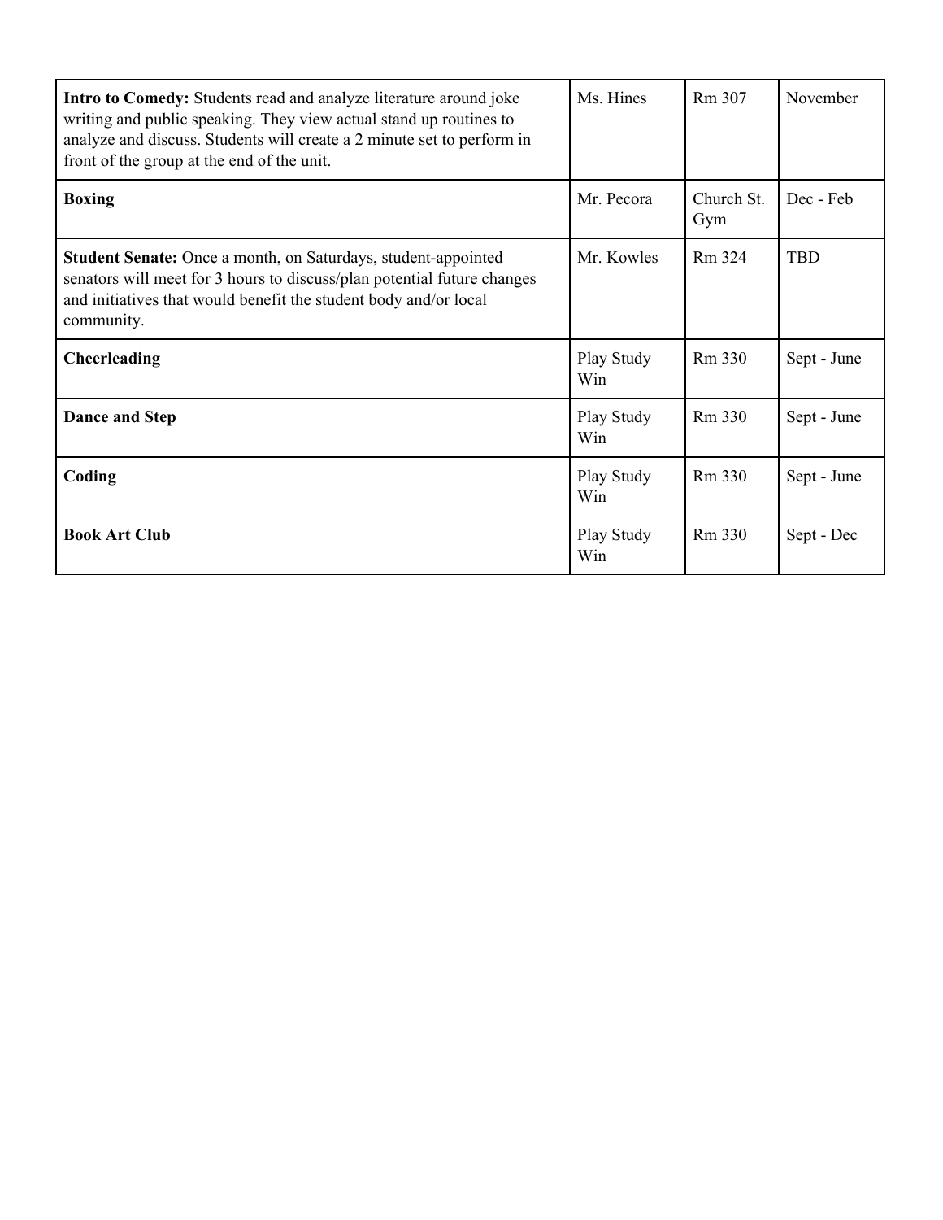| | | | |
|---|---|---|---|
| **Intro to Comedy:** Students read and analyze literature around joke writing and public speaking. They view actual stand up routines to analyze and discuss. Students will create a 2 minute set to perform in front of the group at the end of the unit. | Ms. Hines | Rm 307 | November |
| **Boxing** | Mr. Pecora | Church St. Gym | Dec - Feb |
| **Student Senate:** Once a month, on Saturdays, student-appointed senators will meet for 3 hours to discuss/plan potential future changes and initiatives that would benefit the student body and/or local community. | Mr. Kowles | Rm 324 | TBD |
| **Cheerleading** | Play Study Win | Rm 330 | Sept - June |
| **Dance and Step** | Play Study Win | Rm 330 | Sept - June |
| **Coding** | Play Study Win | Rm 330 | Sept - June |
| **Book Art Club** | Play Study Win | Rm 330 | Sept - Dec |